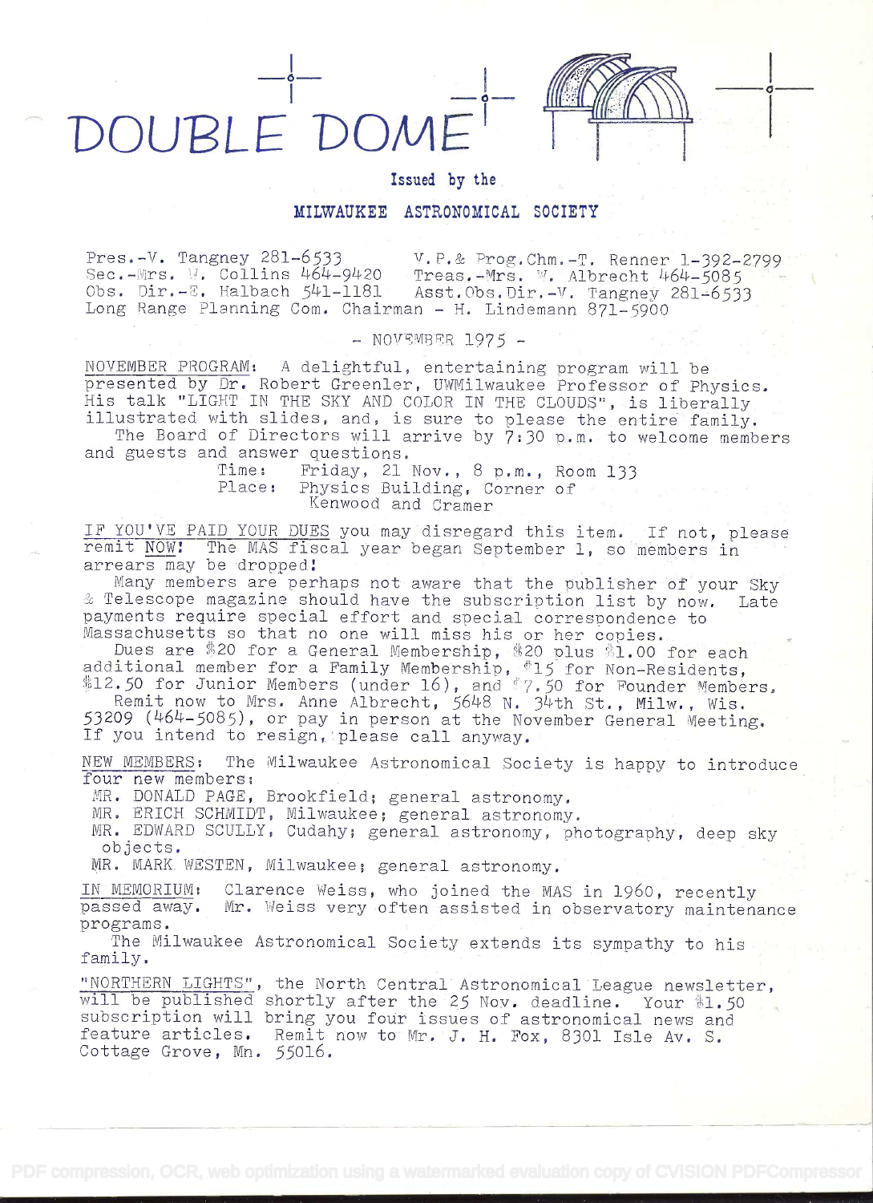# DOUBLE DOME

Issued by the

**MILWAUKEE ASTRONOMICAL SOCIETY**

Pres.-V. Tangney 281-6533 V.P.& Prog.Chm.-T. Renner 1-392-2799
Sec.-Mrs. W. Collins 464-9420 Treas.-Mrs. W. Albrecht 464-5085
Obs. Dir.-E. Halbach 541-1181 Asst.Obs.Dir.-V. Tangney 281-6533
Long Range Planning Com. Chairman - H. Lindemann 871-5900

- NOVEMBER 1975 -

NOVEMBER PROGRAM: A delightful, entertaining program will be presented by Dr. Robert Greenler, UWMilwaukee Professor of Physics. His talk "LIGHT IN THE SKY AND COLOR IN THE CLOUDS", is liberally illustrated with slides, and, is sure to please the entire family.

The Board of Directors will arrive by 7:30 p.m. to welcome members and guests and answer questions.

Time: Friday, 21 Nov., 8 p.m., Room 133
Place: Physics Building, Corner of Kenwood and Cramer

IF YOU'VE PAID YOUR DUES you may disregard this item. If not, please remit NOW! The MAS fiscal year began September 1, so members in arrears may be dropped!

Many members are perhaps not aware that the publisher of your Sky & Telescope magazine should have the subscription list by now. Late payments require special effort and special correspondence to Massachusetts so that no one will miss his or her copies.

Dues are $20 for a General Membership, $20 plus $1.00 for each additional member for a Family Membership, $15 for Non-Residents, $12.50 for Junior Members (under 16), and $7.50 for Founder Members.

Remit now to Mrs. Anne Albrecht, 5648 N. 34th St., Milw., Wis. 53209 (464-5085), or pay in person at the November General Meeting. If you intend to resign, please call anyway.

NEW MEMBERS: The Milwaukee Astronomical Society is happy to introduce four new members:

MR. DONALD PAGE, Brookfield; general astronomy.
MR. ERICH SCHMIDT, Milwaukee; general astronomy.
MR. EDWARD SCULLY, Cudahy; general astronomy, photography, deep sky objects.
MR. MARK WESTEN, Milwaukee; general astronomy.

IN MEMORIUM: Clarence Weiss, who joined the MAS in 1960, recently passed away. Mr. Weiss very often assisted in observatory maintenance programs.

The Milwaukee Astronomical Society extends its sympathy to his family.

"NORTHERN LIGHTS", the North Central Astronomical League newsletter, will be published shortly after the 25 Nov. deadline. Your $1.50 subscription will bring you four issues of astronomical news and feature articles. Remit now to Mr. J. H. Fox, 8301 Isle Av. S. Cottage Grove, Mn. 55016.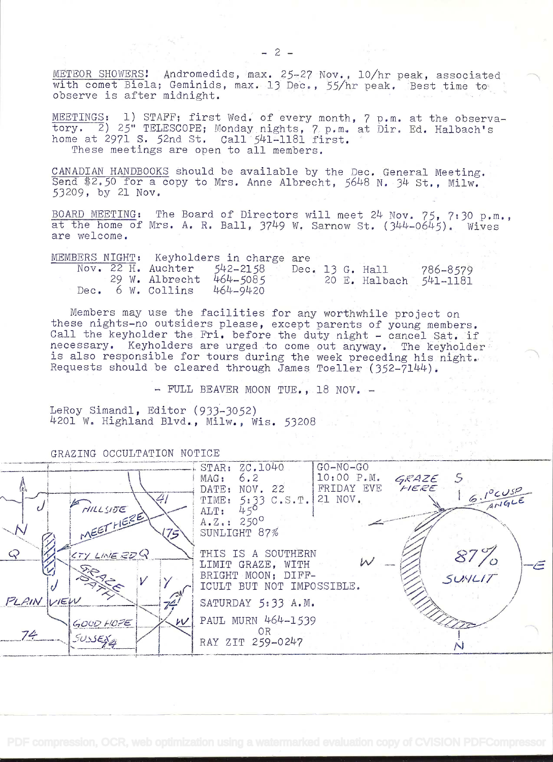METEOR SHOWERS! Andromedids, max. 25-27 Nov., 10/hr peak, associated with comet Biela; Geminids, max. 13 Dec., 55/hr peak. Best time to observe is after midnight.

MEETINGS: 1) STAFF; first Wed. of every month, 7 p.m. at the observatory. 2) 25" TELESCOPE; Monday nights, 7 p.m. at Dir. Ed. Halbach's home at 2971 S. 52nd St. Call 541-1181 first.
These meetings are open to all members.

CANADIAN HANDBOOKS should be available by the Dec. General Meeting. Send $2.50 for a copy to Mrs. Anne Albrecht, 5648 N. 34 St., Milw. 53209, by 21 Nov.

BOARD MEETING: The Board of Directors will meet 24 Nov. 75, 7:30 p.m., at the home of Mrs. A. R. Ball, 3749 W. Sarnow St. (344-0645). Wives are welcome.

MEMBERS NIGHT: Keyholders in charge are

| | | | | | |
|---|---|---|---|---|---|
| Nov. 22 | H. Auchter | 542-2158 | Dec. 13 | G. Hall | 786-8579 |
| 29 | W. Albrecht | 464-5085 | 20 | E. Halbach | 541-1181 |
| Dec. 6 | W. Collins | 464-9420 | | | |

Members may use the facilities for any worthwhile project on these nights-no outsiders please, except parents of young members. Call the keyholder the Fri. before the duty night - cancel Sat. if necessary. Keyholders are urged to come out anyway. The keyholder is also responsible for tours during the week preceding his night. Requests should be cleared through James Toeller (352-7144).

- FULL BEAVER MOON TUE., 18 NOV. -

LeRoy Simandl, Editor (933-3052)
4201 W. Highland Blvd., Milw., Wis. 53208

GRAZING OCCULTATION NOTICE

N
J
HILLSIDE
MEET HERE
41
75
Q
CTY LINE RD Q
GRAZE PATH
V
Y
J
74
PLAIN VIEW
W
GOOD HOPE
74
SUSSEX
74

STAR: ZC.1040
MAG: 6.2
DATE: NOV. 22
TIME: 5:33 C.S.T.
ALT: 45°
A.Z.: 250°
SUNLIGHT 87%

GO-NO-GO
10:00 P.M.
FRIDAY EVE
21 NOV.

THIS IS A SOUTHERN LIMIT GRAZE, WITH BRIGHT MOON; DIFFICULT BUT NOT IMPOSSIBLE.

SATURDAY 5:33 A.M.

PAUL MURN 464-1539
OR
RAY ZIT 259-0247

GRAZE HERE
S
6.1° CUSP ANGLE
W
E
87%
SUNLIT
N